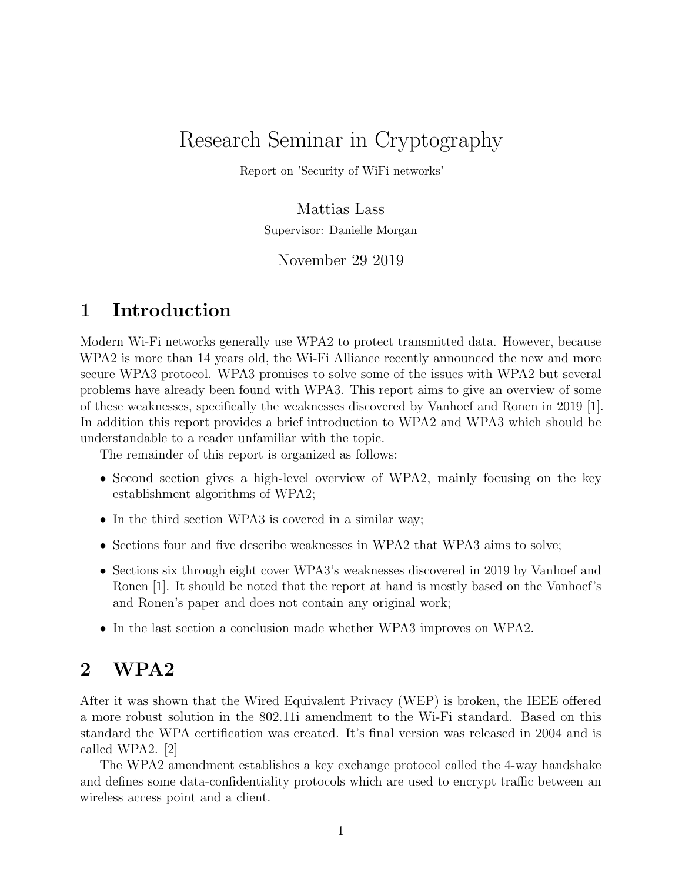# Research Seminar in Cryptography

Report on 'Security of WiFi networks'

Mattias Lass

Supervisor: Danielle Morgan

November 29 2019

## 1 Introduction

Modern Wi-Fi networks generally use WPA2 to protect transmitted data. However, because WPA2 is more than 14 years old, the Wi-Fi Alliance recently announced the new and more secure WPA3 protocol. WPA3 promises to solve some of the issues with WPA2 but several problems have already been found with WPA3. This report aims to give an overview of some of these weaknesses, specifically the weaknesses discovered by Vanhoef and Ronen in 2019 [1]. In addition this report provides a brief introduction to WPA2 and WPA3 which should be understandable to a reader unfamiliar with the topic.

The remainder of this report is organized as follows:

- Second section gives a high-level overview of WPA2, mainly focusing on the key establishment algorithms of WPA2;
- In the third section WPA3 is covered in a similar way;
- Sections four and five describe weaknesses in WPA2 that WPA3 aims to solve;
- Sections six through eight cover WPA3's weaknesses discovered in 2019 by Vanhoef and Ronen [1]. It should be noted that the report at hand is mostly based on the Vanhoef's and Ronen's paper and does not contain any original work;
- In the last section a conclusion made whether WPA3 improves on WPA2.

## 2 WPA2

After it was shown that the Wired Equivalent Privacy (WEP) is broken, the IEEE offered a more robust solution in the 802.11i amendment to the Wi-Fi standard. Based on this standard the WPA certification was created. It's final version was released in 2004 and is called WPA2. [2]

The WPA2 amendment establishes a key exchange protocol called the 4-way handshake and defines some data-confidentiality protocols which are used to encrypt traffic between an wireless access point and a client.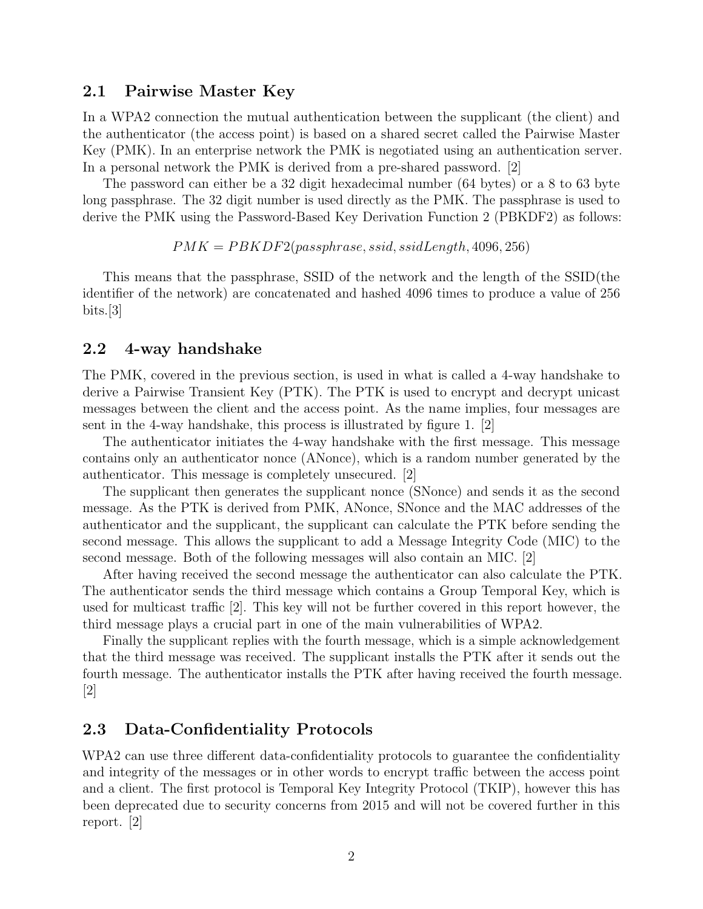## 2.1 Pairwise Master Key

In a WPA2 connection the mutual authentication between the supplicant (the client) and the authenticator (the access point) is based on a shared secret called the Pairwise Master Key (PMK). In an enterprise network the PMK is negotiated using an authentication server. In a personal network the PMK is derived from a pre-shared password. [2]

The password can either be a 32 digit hexadecimal number (64 bytes) or a 8 to 63 byte long passphrase. The 32 digit number is used directly as the PMK. The passphrase is used to derive the PMK using the Password-Based Key Derivation Function 2 (PBKDF2) as follows:

$$PMK = PBKDF2(passphrase, ssid, ssidLength, 4096, 256)$$

This means that the passphrase, SSID of the network and the length of the SSID(the identifier of the network) are concatenated and hashed 4096 times to produce a value of 256 bits.[3]

## 2.2 4-way handshake

The PMK, covered in the previous section, is used in what is called a 4-way handshake to derive a Pairwise Transient Key (PTK). The PTK is used to encrypt and decrypt unicast messages between the client and the access point. As the name implies, four messages are sent in the 4-way handshake, this process is illustrated by figure 1. [2]

The authenticator initiates the 4-way handshake with the first message. This message contains only an authenticator nonce (ANonce), which is a random number generated by the authenticator. This message is completely unsecured. [2]

The supplicant then generates the supplicant nonce (SNonce) and sends it as the second message. As the PTK is derived from PMK, ANonce, SNonce and the MAC addresses of the authenticator and the supplicant, the supplicant can calculate the PTK before sending the second message. This allows the supplicant to add a Message Integrity Code (MIC) to the second message. Both of the following messages will also contain an MIC. [2]

After having received the second message the authenticator can also calculate the PTK. The authenticator sends the third message which contains a Group Temporal Key, which is used for multicast traffic [2]. This key will not be further covered in this report however, the third message plays a crucial part in one of the main vulnerabilities of WPA2.

Finally the supplicant replies with the fourth message, which is a simple acknowledgement that the third message was received. The supplicant installs the PTK after it sends out the fourth message. The authenticator installs the PTK after having received the fourth message. [2]

## 2.3 Data-Confidentiality Protocols

WPA2 can use three different data-confidentiality protocols to guarantee the confidentiality and integrity of the messages or in other words to encrypt traffic between the access point and a client. The first protocol is Temporal Key Integrity Protocol (TKIP), however this has been deprecated due to security concerns from 2015 and will not be covered further in this report. [2]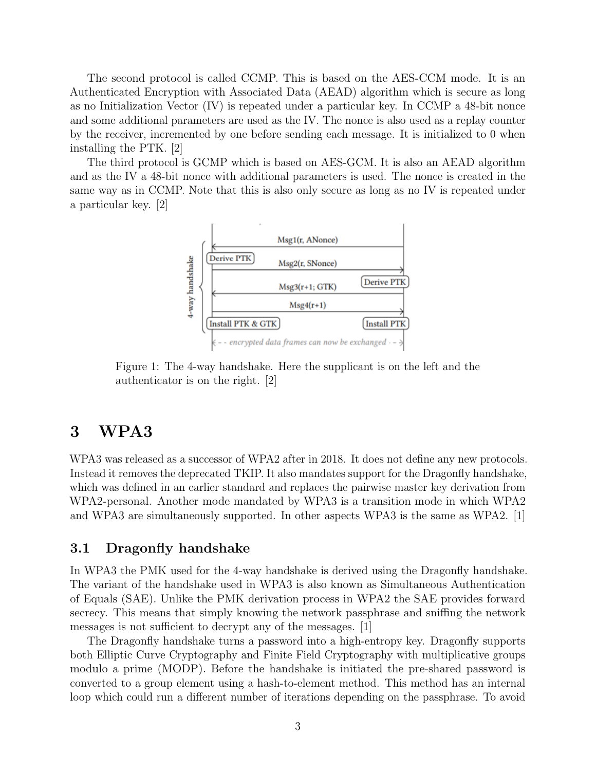The second protocol is called CCMP. This is based on the AES-CCM mode. It is an Authenticated Encryption with Associated Data (AEAD) algorithm which is secure as long as no Initialization Vector (IV) is repeated under a particular key. In CCMP a 48-bit nonce and some additional parameters are used as the IV. The nonce is also used as a replay counter by the receiver, incremented by one before sending each message. It is initialized to 0 when installing the PTK. [2]

The third protocol is GCMP which is based on AES-GCM. It is also an AEAD algorithm and as the IV a 48-bit nonce with additional parameters is used. The nonce is created in the same way as in CCMP. Note that this is also only secure as long as no IV is repeated under a particular key. [2]

Figure 1: The 4-way handshake. Here the supplicant is on the left and the authenticator is on the right. [2]

# 3 WPA3

WPA3 was released as a successor of WPA2 after in 2018. It does not define any new protocols. Instead it removes the deprecated TKIP. It also mandates support for the Dragonfly handshake, which was defined in an earlier standard and replaces the pairwise master key derivation from WPA2-personal. Another mode mandated by WPA3 is a transition mode in which WPA2 and WPA3 are simultaneously supported. In other aspects WPA3 is the same as WPA2. [1]

## 3.1 Dragonfly handshake

In WPA3 the PMK used for the 4-way handshake is derived using the Dragonfly handshake. The variant of the handshake used in WPA3 is also known as Simultaneous Authentication of Equals (SAE). Unlike the PMK derivation process in WPA2 the SAE provides forward secrecy. This means that simply knowing the network passphrase and sniffing the network messages is not sufficient to decrypt any of the messages. [1]

The Dragonfly handshake turns a password into a high-entropy key. Dragonfly supports both Elliptic Curve Cryptography and Finite Field Cryptography with multiplicative groups modulo a prime (MODP). Before the handshake is initiated the pre-shared password is converted to a group element using a hash-to-element method. This method has an internal loop which could run a different number of iterations depending on the passphrase. To avoid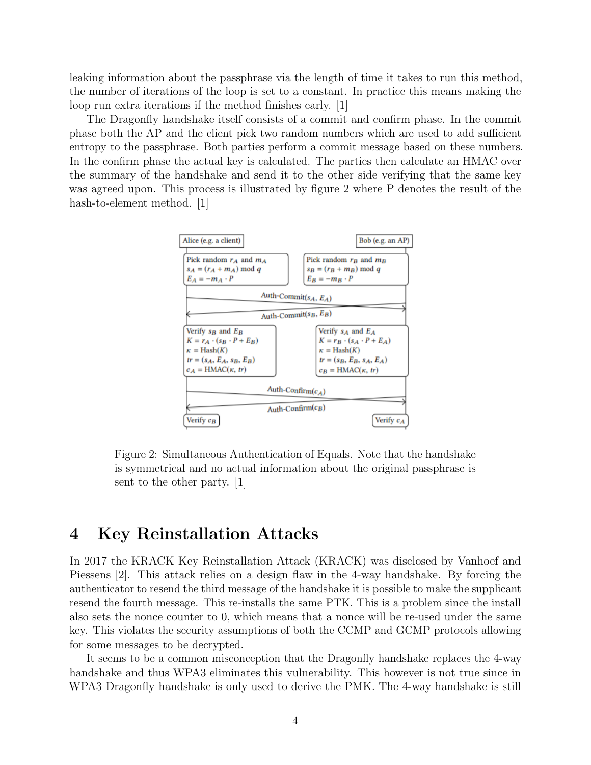leaking information about the passphrase via the length of time it takes to run this method, the number of iterations of the loop is set to a constant. In practice this means making the loop run extra iterations if the method finishes early. [1]

The Dragonfly handshake itself consists of a commit and confirm phase. In the commit phase both the AP and the client pick two random numbers which are used to add sufficient entropy to the passphrase. Both parties perform a commit message based on these numbers. In the confirm phase the actual key is calculated. The parties then calculate an HMAC over the summary of the handshake and send it to the other side verifying that the same key was agreed upon. This process is illustrated by figure 2 where P denotes the result of the hash-to-element method. [1]

Figure 2: Simultaneous Authentication of Equals. Note that the handshake is symmetrical and no actual information about the original passphrase is sent to the other party. [1]

## 4 Key Reinstallation Attacks

In 2017 the KRACK Key Reinstallation Attack (KRACK) was disclosed by Vanhoef and Piessens [2]. This attack relies on a design flaw in the 4-way handshake. By forcing the authenticator to resend the third message of the handshake it is possible to make the supplicant resend the fourth message. This re-installs the same PTK. This is a problem since the install also sets the nonce counter to 0, which means that a nonce will be re-used under the same key. This violates the security assumptions of both the CCMP and GCMP protocols allowing for some messages to be decrypted.

It seems to be a common misconception that the Dragonfly handshake replaces the 4-way handshake and thus WPA3 eliminates this vulnerability. This however is not true since in WPA3 Dragonfly handshake is only used to derive the PMK. The 4-way handshake is still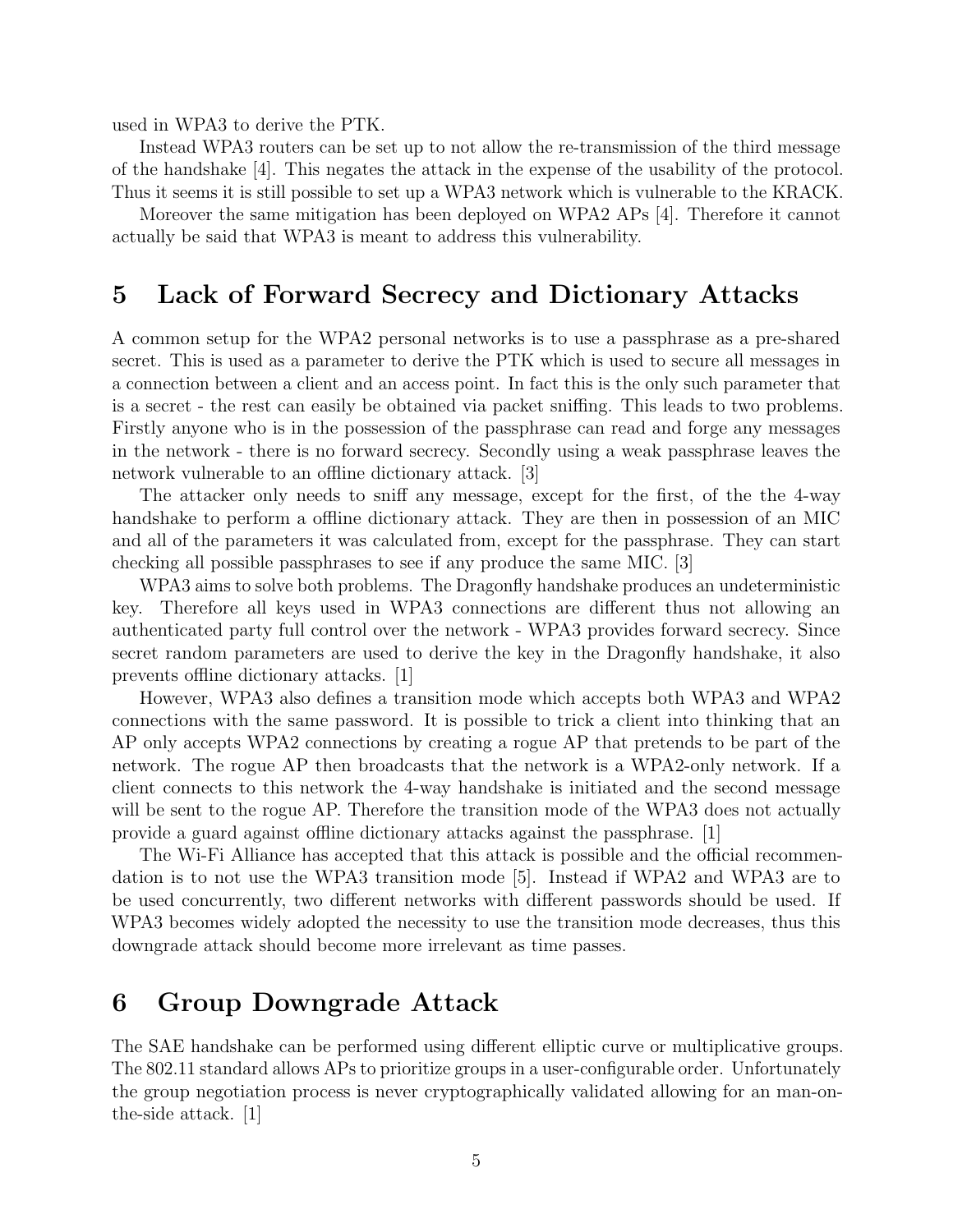used in WPA3 to derive the PTK.

Instead WPA3 routers can be set up to not allow the re-transmission of the third message of the handshake [4]. This negates the attack in the expense of the usability of the protocol. Thus it seems it is still possible to set up a WPA3 network which is vulnerable to the KRACK.

Moreover the same mitigation has been deployed on WPA2 APs [4]. Therefore it cannot actually be said that WPA3 is meant to address this vulnerability.

## 5 Lack of Forward Secrecy and Dictionary Attacks

A common setup for the WPA2 personal networks is to use a passphrase as a pre-shared secret. This is used as a parameter to derive the PTK which is used to secure all messages in a connection between a client and an access point. In fact this is the only such parameter that is a secret - the rest can easily be obtained via packet sniffing. This leads to two problems. Firstly anyone who is in the possession of the passphrase can read and forge any messages in the network - there is no forward secrecy. Secondly using a weak passphrase leaves the network vulnerable to an offline dictionary attack. [3]

The attacker only needs to sniff any message, except for the first, of the the 4-way handshake to perform a offline dictionary attack. They are then in possession of an MIC and all of the parameters it was calculated from, except for the passphrase. They can start checking all possible passphrases to see if any produce the same MIC. [3]

WPA3 aims to solve both problems. The Dragonfly handshake produces an undeterministic key. Therefore all keys used in WPA3 connections are different thus not allowing an authenticated party full control over the network - WPA3 provides forward secrecy. Since secret random parameters are used to derive the key in the Dragonfly handshake, it also prevents offline dictionary attacks. [1]

However, WPA3 also defines a transition mode which accepts both WPA3 and WPA2 connections with the same password. It is possible to trick a client into thinking that an AP only accepts WPA2 connections by creating a rogue AP that pretends to be part of the network. The rogue AP then broadcasts that the network is a WPA2-only network. If a client connects to this network the 4-way handshake is initiated and the second message will be sent to the rogue AP. Therefore the transition mode of the WPA3 does not actually provide a guard against offline dictionary attacks against the passphrase. [1]

The Wi-Fi Alliance has accepted that this attack is possible and the official recommendation is to not use the WPA3 transition mode [5]. Instead if WPA2 and WPA3 are to be used concurrently, two different networks with different passwords should be used. If WPA3 becomes widely adopted the necessity to use the transition mode decreases, thus this downgrade attack should become more irrelevant as time passes.

## 6 Group Downgrade Attack

The SAE handshake can be performed using different elliptic curve or multiplicative groups. The 802.11 standard allows APs to prioritize groups in a user-configurable order. Unfortunately the group negotiation process is never cryptographically validated allowing for an man-on-the-side attack. [1]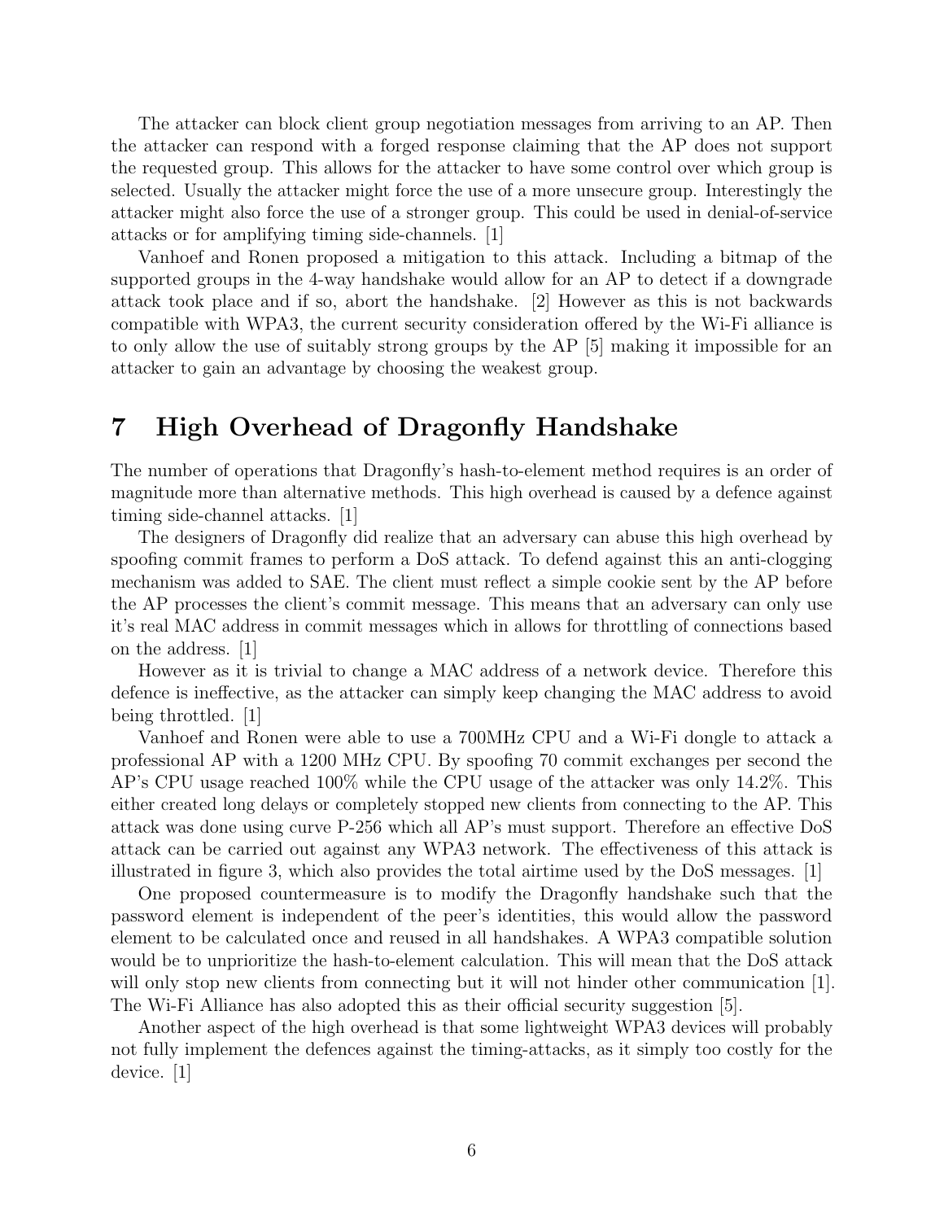The attacker can block client group negotiation messages from arriving to an AP. Then the attacker can respond with a forged response claiming that the AP does not support the requested group. This allows for the attacker to have some control over which group is selected. Usually the attacker might force the use of a more unsecure group. Interestingly the attacker might also force the use of a stronger group. This could be used in denial-of-service attacks or for amplifying timing side-channels. [1]

Vanhoef and Ronen proposed a mitigation to this attack. Including a bitmap of the supported groups in the 4-way handshake would allow for an AP to detect if a downgrade attack took place and if so, abort the handshake. [2] However as this is not backwards compatible with WPA3, the current security consideration offered by the Wi-Fi alliance is to only allow the use of suitably strong groups by the AP [5] making it impossible for an attacker to gain an advantage by choosing the weakest group.

# 7 High Overhead of Dragonfly Handshake

The number of operations that Dragonfly's hash-to-element method requires is an order of magnitude more than alternative methods. This high overhead is caused by a defence against timing side-channel attacks. [1]

The designers of Dragonfly did realize that an adversary can abuse this high overhead by spoofing commit frames to perform a DoS attack. To defend against this an anti-clogging mechanism was added to SAE. The client must reflect a simple cookie sent by the AP before the AP processes the client's commit message. This means that an adversary can only use it's real MAC address in commit messages which in allows for throttling of connections based on the address. [1]

However as it is trivial to change a MAC address of a network device. Therefore this defence is ineffective, as the attacker can simply keep changing the MAC address to avoid being throttled. [1]

Vanhoef and Ronen were able to use a 700MHz CPU and a Wi-Fi dongle to attack a professional AP with a 1200 MHz CPU. By spoofing 70 commit exchanges per second the AP's CPU usage reached 100% while the CPU usage of the attacker was only 14.2%. This either created long delays or completely stopped new clients from connecting to the AP. This attack was done using curve P-256 which all AP's must support. Therefore an effective DoS attack can be carried out against any WPA3 network. The effectiveness of this attack is illustrated in figure 3, which also provides the total airtime used by the DoS messages. [1]

One proposed countermeasure is to modify the Dragonfly handshake such that the password element is independent of the peer's identities, this would allow the password element to be calculated once and reused in all handshakes. A WPA3 compatible solution would be to unprioritize the hash-to-element calculation. This will mean that the DoS attack will only stop new clients from connecting but it will not hinder other communication [1]. The Wi-Fi Alliance has also adopted this as their official security suggestion [5].

Another aspect of the high overhead is that some lightweight WPA3 devices will probably not fully implement the defences against the timing-attacks, as it simply too costly for the device. [1]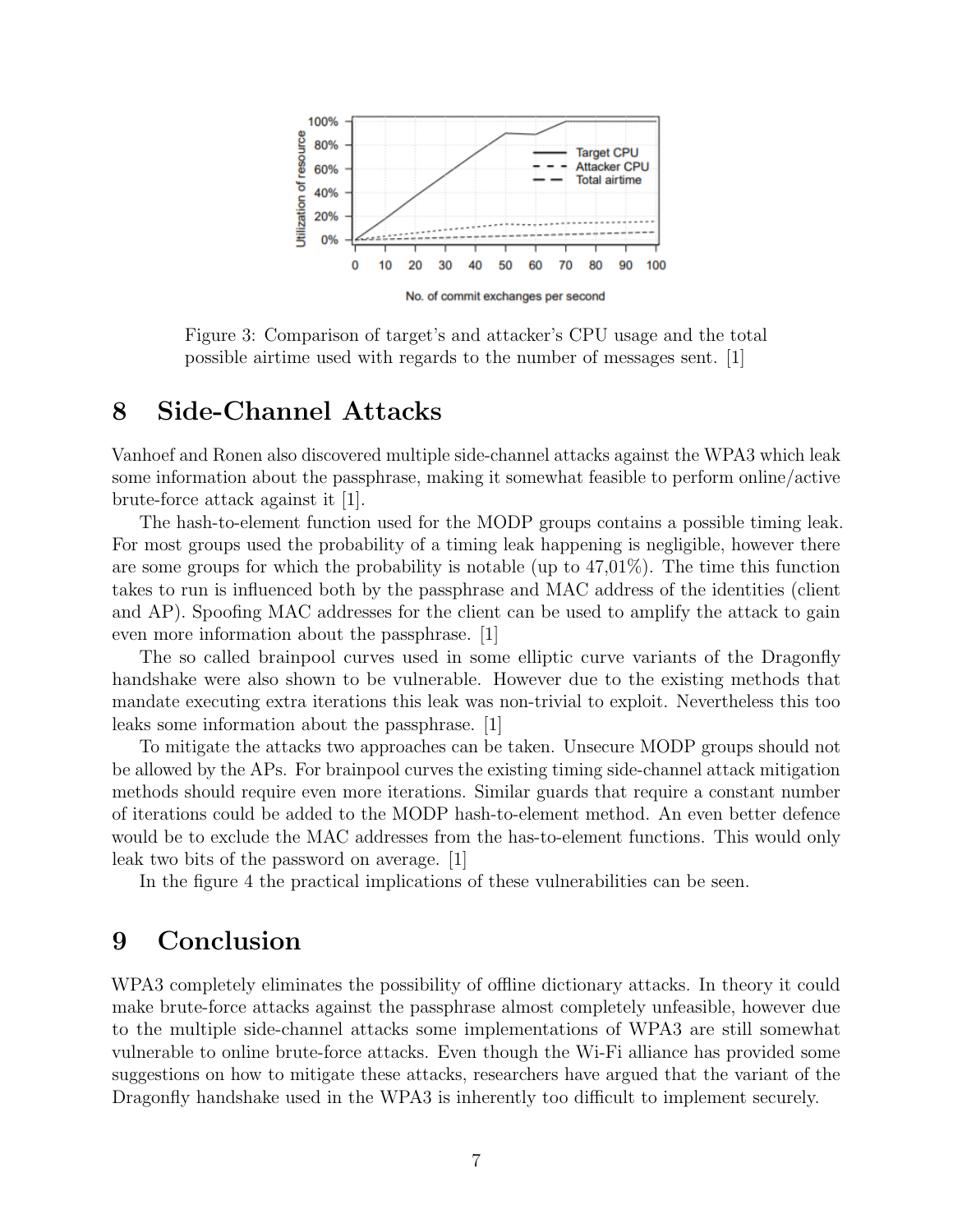Figure 3: Comparison of target's and attacker's CPU usage and the total possible airtime used with regards to the number of messages sent. [1]

# 8 Side-Channel Attacks

Vanhoef and Ronen also discovered multiple side-channel attacks against the WPA3 which leak some information about the passphrase, making it somewhat feasible to perform online/active brute-force attack against it [1].

The hash-to-element function used for the MODP groups contains a possible timing leak. For most groups used the probability of a timing leak happening is negligible, however there are some groups for which the probability is notable (up to 47,01%). The time this function takes to run is influenced both by the passphrase and MAC address of the identities (client and AP). Spoofing MAC addresses for the client can be used to amplify the attack to gain even more information about the passphrase. [1]

The so called brainpool curves used in some elliptic curve variants of the Dragonfly handshake were also shown to be vulnerable. However due to the existing methods that mandate executing extra iterations this leak was non-trivial to exploit. Nevertheless this too leaks some information about the passphrase. [1]

To mitigate the attacks two approaches can be taken. Unsecure MODP groups should not be allowed by the APs. For brainpool curves the existing timing side-channel attack mitigation methods should require even more iterations. Similar guards that require a constant number of iterations could be added to the MODP hash-to-element method. An even better defence would be to exclude the MAC addresses from the has-to-element functions. This would only leak two bits of the password on average. [1]

In the figure 4 the practical implications of these vulnerabilities can be seen.

# 9 Conclusion

WPA3 completely eliminates the possibility of offline dictionary attacks. In theory it could make brute-force attacks against the passphrase almost completely unfeasible, however due to the multiple side-channel attacks some implementations of WPA3 are still somewhat vulnerable to online brute-force attacks. Even though the Wi-Fi alliance has provided some suggestions on how to mitigate these attacks, researchers have argued that the variant of the Dragonfly handshake used in the WPA3 is inherently too difficult to implement securely.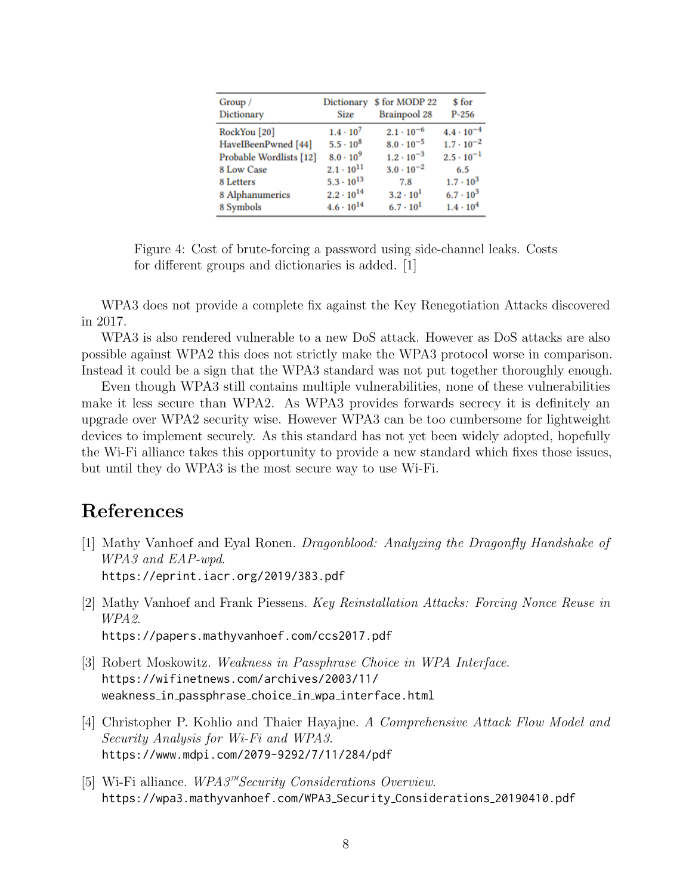| Group / Dictionary | Dictionary Size | $ for MODP 22 Brainpool 28 | $ for P-256 |
|---|---|---|---|
| RockYou [20] | $1.4 \cdot 10^{7}$ | $2.1 \cdot 10^{-6}$ | $4.4 \cdot 10^{-4}$ |
| HaveIBeenPwned [44] | $5.5 \cdot 10^{8}$ | $8.0 \cdot 10^{-5}$ | $1.7 \cdot 10^{-2}$ |
| Probable Wordlists [12] | $8.0 \cdot 10^{9}$ | $1.2 \cdot 10^{-3}$ | $2.5 \cdot 10^{-1}$ |
| 8 Low Case | $2.1 \cdot 10^{11}$ | $3.0 \cdot 10^{-2}$ | 6.5 |
| 8 Letters | $5.3 \cdot 10^{13}$ | 7.8 | $1.7 \cdot 10^{3}$ |
| 8 Alphanumerics | $2.2 \cdot 10^{14}$ | $3.2 \cdot 10^{1}$ | $6.7 \cdot 10^{3}$ |
| 8 Symbols | $4.6 \cdot 10^{14}$ | $6.7 \cdot 10^{1}$ | $1.4 \cdot 10^{4}$ |

Figure 4: Cost of brute-forcing a password using side-channel leaks. Costs for different groups and dictionaries is added. [1]

WPA3 does not provide a complete fix against the Key Renegotiation Attacks discovered in 2017.

WPA3 is also rendered vulnerable to a new DoS attack. However as DoS attacks are also possible against WPA2 this does not strictly make the WPA3 protocol worse in comparison. Instead it could be a sign that the WPA3 standard was not put together thoroughly enough.

Even though WPA3 still contains multiple vulnerabilities, none of these vulnerabilities make it less secure than WPA2. As WPA3 provides forwards secrecy it is definitely an upgrade over WPA2 security wise. However WPA3 can be too cumbersome for lightweight devices to implement securely. As this standard has not yet been widely adopted, hopefully the Wi-Fi alliance takes this opportunity to provide a new standard which fixes those issues, but until they do WPA3 is the most secure way to use Wi-Fi.

# References

[1] Mathy Vanhoef and Eyal Ronen. *Dragonblood: Analyzing the Dragonfly Handshake of WPA3 and EAP-pwd*.
https://eprint.iacr.org/2019/383.pdf

[2] Mathy Vanhoef and Frank Piessens. *Key Reinstallation Attacks: Forcing Nonce Reuse in WPA2*.
https://papers.mathyvanhoef.com/ccs2017.pdf

[3] Robert Moskowitz. *Weakness in Passphrase Choice in WPA Interface*.
https://wifinetnews.com/archives/2003/11/weakness_in_passphrase_choice_in_wpa_interface.html

[4] Christopher P. Kohlio and Thaier Hayajne. *A Comprehensive Attack Flow Model and Security Analysis for Wi-Fi and WPA3*.
https://www.mdpi.com/2079-9292/7/11/284/pdf

[5] Wi-Fi alliance. *WPA3™Security Considerations Overview*.
https://wpa3.mathyvanhoef.com/WPA3_Security_Considerations_20190410.pdf